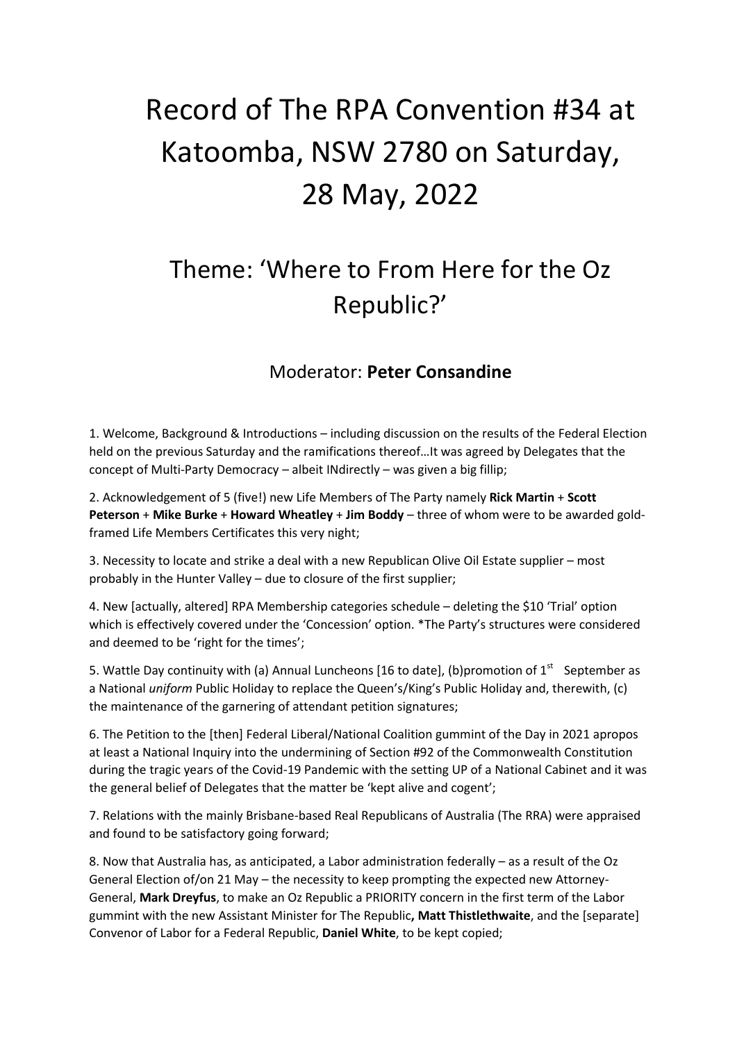# Record of The RPA Convention #34 at Katoomba, NSW 2780 on Saturday, 28 May, 2022

## Theme: 'Where to From Here for the Oz Republic?'

### Moderator: **Peter Consandine**

1. Welcome, Background & Introductions – including discussion on the results of the Federal Election held on the previous Saturday and the ramifications thereof…It was agreed by Delegates that the concept of Multi-Party Democracy – albeit INdirectly – was given a big fillip;

2. Acknowledgement of 5 (five!) new Life Members of The Party namely **Rick Martin** + **Scott Peterson** + **Mike Burke** + **Howard Wheatley** + **Jim Boddy** – three of whom were to be awarded gold-framed Life Members Certificates this very night;

3. Necessity to locate and strike a deal with a new Republican Olive Oil Estate supplier – most probably in the Hunter Valley – due to closure of the first supplier;

4. New [actually, altered] RPA Membership categories schedule – deleting the $10 'Trial' option which is effectively covered under the 'Concession' option. *The Party's structures were considered and deemed to be 'right for the times';

5. Wattle Day continuity with (a) Annual Luncheons [16 to date], (b)promotion of 1st September as a National *uniform* Public Holiday to replace the Queen's/King's Public Holiday and, therewith, (c) the maintenance of the garnering of attendant petition signatures;

6. The Petition to the [then] Federal Liberal/National Coalition gummint of the Day in 2021 apropos at least a National Inquiry into the undermining of Section #92 of the Commonwealth Constitution during the tragic years of the Covid-19 Pandemic with the setting UP of a National Cabinet and it was the general belief of Delegates that the matter be 'kept alive and cogent';

7. Relations with the mainly Brisbane-based Real Republicans of Australia (The RRA) were appraised and found to be satisfactory going forward;

8. Now that Australia has, as anticipated, a Labor administration federally – as a result of the Oz General Election of/on 21 May – the necessity to keep prompting the expected new Attorney-General, **Mark Dreyfus**, to make an Oz Republic a PRIORITY concern in the first term of the Labor gummint with the new Assistant Minister for The Republic**, Matt Thistlethwaite**, and the [separate] Convenor of Labor for a Federal Republic, **Daniel White**, to be kept copied;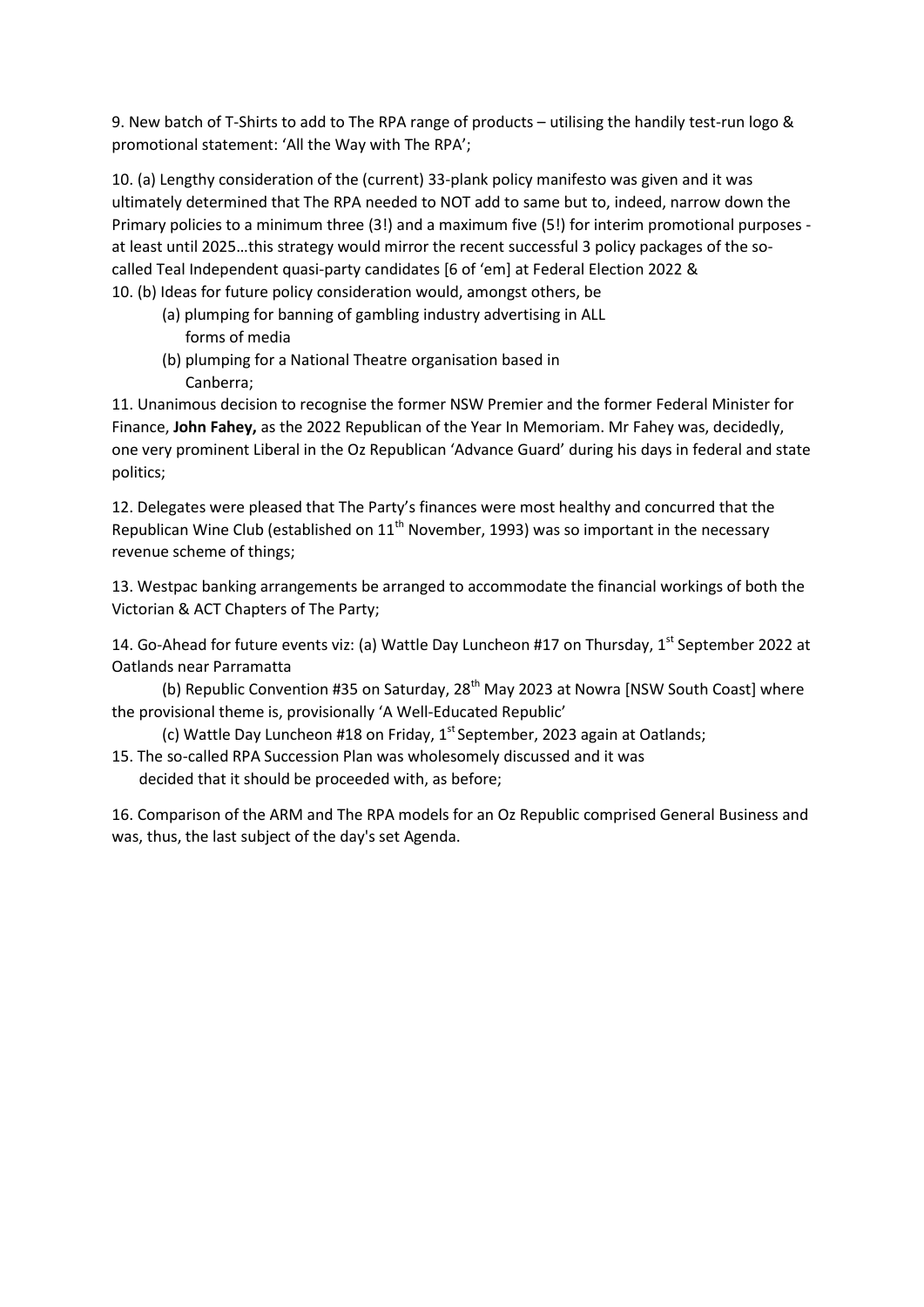9. New batch of T-Shirts to add to The RPA range of products – utilising the handily test-run logo & promotional statement: 'All the Way with The RPA';

10. (a) Lengthy consideration of the (current) 33-plank policy manifesto was given and it was ultimately determined that The RPA needed to NOT add to same but to, indeed, narrow down the Primary policies to a minimum three (3!) and a maximum five (5!) for interim promotional purposes - at least until 2025…this strategy would mirror the recent successful 3 policy packages of the so-called Teal Independent quasi-party candidates [6 of 'em] at Federal Election 2022 &

10. (b) Ideas for future policy consideration would, amongst others, be

   (a) plumping for banning of gambling industry advertising in ALL forms of media

   (b) plumping for a National Theatre organisation based in Canberra;

11. Unanimous decision to recognise the former NSW Premier and the former Federal Minister for Finance, **John Fahey,** as the 2022 Republican of the Year In Memoriam. Mr Fahey was, decidedly, one very prominent Liberal in the Oz Republican 'Advance Guard' during his days in federal and state politics;

12. Delegates were pleased that The Party's finances were most healthy and concurred that the Republican Wine Club (established on 11th November, 1993) was so important in the necessary revenue scheme of things;

13. Westpac banking arrangements be arranged to accommodate the financial workings of both the Victorian & ACT Chapters of The Party;

14. Go-Ahead for future events viz: (a) Wattle Day Luncheon #17 on Thursday, 1st September 2022 at Oatlands near Parramatta

   (b) Republic Convention #35 on Saturday, 28th May 2023 at Nowra [NSW South Coast] where the provisional theme is, provisionally 'A Well-Educated Republic'

   (c) Wattle Day Luncheon #18 on Friday, 1st September, 2023 again at Oatlands;

15. The so-called RPA Succession Plan was wholesomely discussed and it was decided that it should be proceeded with, as before;

16. Comparison of the ARM and The RPA models for an Oz Republic comprised General Business and was, thus, the last subject of the day's set Agenda.